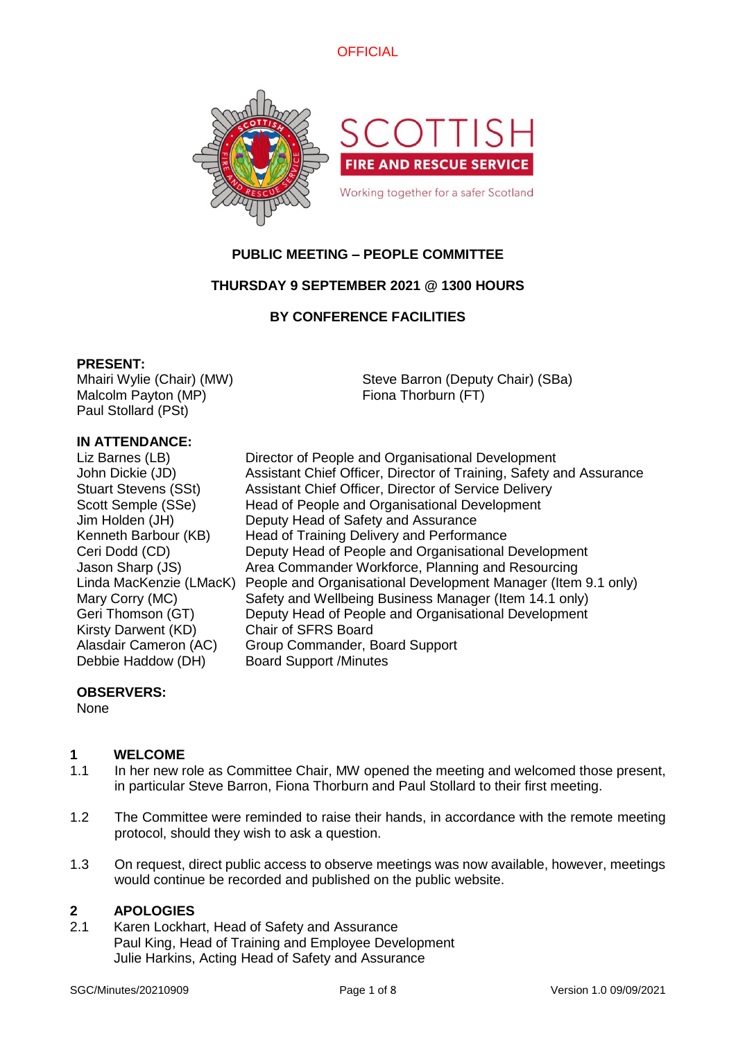OFFICIAL

SCOTTISH
FIRE AND RESCUE SERVICE
Working together for a safer Scotland

**PUBLIC MEETING – PEOPLE COMMITTEE**

**THURSDAY 9 SEPTEMBER 2021 @ 1300 HOURS**

**BY CONFERENCE FACILITIES**

**PRESENT:**

Mhairi Wylie (Chair) (MW)
Steve Barron (Deputy Chair) (SBa)
Malcolm Payton (MP)
Fiona Thorburn (FT)
Paul Stollard (PSt)

**IN ATTENDANCE:**

| | |
|---|---|
| Liz Barnes (LB) | Director of People and Organisational Development |
| John Dickie (JD) | Assistant Chief Officer, Director of Training, Safety and Assurance |
| Stuart Stevens (SSt) | Assistant Chief Officer, Director of Service Delivery |
| Scott Semple (SSe) | Head of People and Organisational Development |
| Jim Holden (JH) | Deputy Head of Safety and Assurance |
| Kenneth Barbour (KB) | Head of Training Delivery and Performance |
| Ceri Dodd (CD) | Deputy Head of People and Organisational Development |
| Jason Sharp (JS) | Area Commander Workforce, Planning and Resourcing |
| Linda MacKenzie (LMacK) | People and Organisational Development Manager (Item 9.1 only) |
| Mary Corry (MC) | Safety and Wellbeing Business Manager (Item 14.1 only) |
| Geri Thomson (GT) | Deputy Head of People and Organisational Development |
| Kirsty Darwent (KD) | Chair of SFRS Board |
| Alasdair Cameron (AC) | Group Commander, Board Support |
| Debbie Haddow (DH) | Board Support /Minutes |

**OBSERVERS:**

None

## 1 WELCOME

1.1 In her new role as Committee Chair, MW opened the meeting and welcomed those present, in particular Steve Barron, Fiona Thorburn and Paul Stollard to their first meeting.

1.2 The Committee were reminded to raise their hands, in accordance with the remote meeting protocol, should they wish to ask a question.

1.3 On request, direct public access to observe meetings was now available, however, meetings would continue be recorded and published on the public website.

## 2 APOLOGIES

2.1 Karen Lockhart, Head of Safety and Assurance
Paul King, Head of Training and Employee Development
Julie Harkins, Acting Head of Safety and Assurance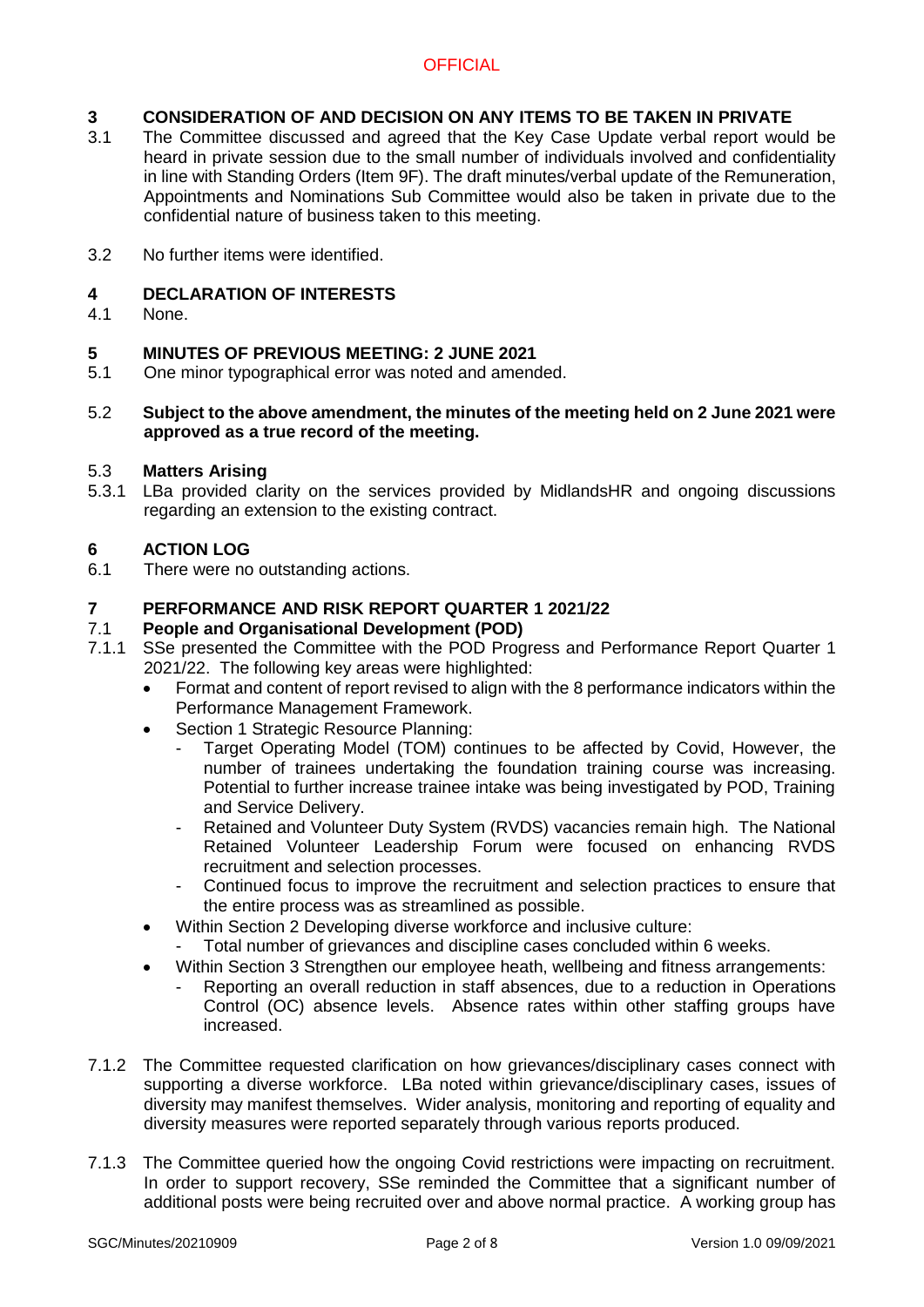OFFICIAL

## 3 CONSIDERATION OF AND DECISION ON ANY ITEMS TO BE TAKEN IN PRIVATE

3.1 The Committee discussed and agreed that the Key Case Update verbal report would be heard in private session due to the small number of individuals involved and confidentiality in line with Standing Orders (Item 9F). The draft minutes/verbal update of the Remuneration, Appointments and Nominations Sub Committee would also be taken in private due to the confidential nature of business taken to this meeting.

3.2 No further items were identified.

## 4 DECLARATION OF INTERESTS

4.1 None.

## 5 MINUTES OF PREVIOUS MEETING: 2 JUNE 2021

5.1 One minor typographical error was noted and amended.

5.2 **Subject to the above amendment, the minutes of the meeting held on 2 June 2021 were approved as a true record of the meeting.**

5.3 **Matters Arising**

5.3.1 LBa provided clarity on the services provided by MidlandsHR and ongoing discussions regarding an extension to the existing contract.

## 6 ACTION LOG

6.1 There were no outstanding actions.

## 7 PERFORMANCE AND RISK REPORT QUARTER 1 2021/22

7.1 **People and Organisational Development (POD)**

7.1.1 SSe presented the Committee with the POD Progress and Performance Report Quarter 1 2021/22. The following key areas were highlighted:

- Format and content of report revised to align with the 8 performance indicators within the Performance Management Framework.
- Section 1 Strategic Resource Planning:
  - Target Operating Model (TOM) continues to be affected by Covid, However, the number of trainees undertaking the foundation training course was increasing. Potential to further increase trainee intake was being investigated by POD, Training and Service Delivery.
  - Retained and Volunteer Duty System (RVDS) vacancies remain high. The National Retained Volunteer Leadership Forum were focused on enhancing RVDS recruitment and selection processes.
  - Continued focus to improve the recruitment and selection practices to ensure that the entire process was as streamlined as possible.
- Within Section 2 Developing diverse workforce and inclusive culture:
  - Total number of grievances and discipline cases concluded within 6 weeks.
- Within Section 3 Strengthen our employee heath, wellbeing and fitness arrangements:
  - Reporting an overall reduction in staff absences, due to a reduction in Operations Control (OC) absence levels. Absence rates within other staffing groups have increased.

7.1.2 The Committee requested clarification on how grievances/disciplinary cases connect with supporting a diverse workforce. LBa noted within grievance/disciplinary cases, issues of diversity may manifest themselves. Wider analysis, monitoring and reporting of equality and diversity measures were reported separately through various reports produced.

7.1.3 The Committee queried how the ongoing Covid restrictions were impacting on recruitment. In order to support recovery, SSe reminded the Committee that a significant number of additional posts were being recruited over and above normal practice. A working group has

SGC/Minutes/20210909 Version 1.0 09/09/2021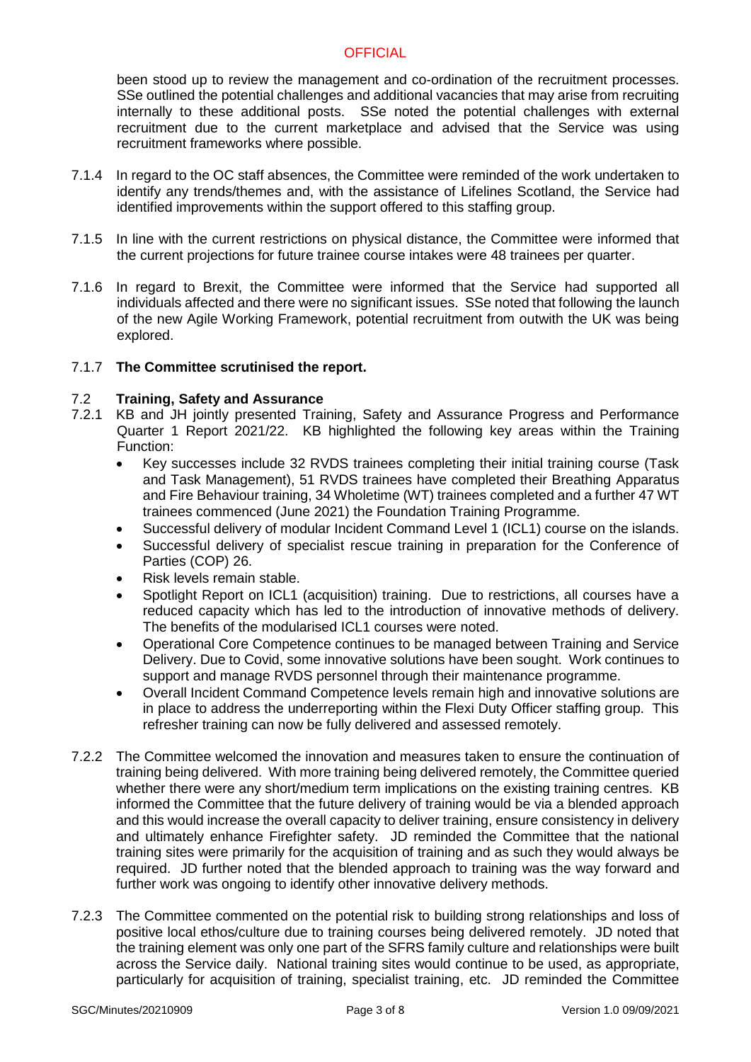been stood up to review the management and co-ordination of the recruitment processes. SSe outlined the potential challenges and additional vacancies that may arise from recruiting internally to these additional posts. SSe noted the potential challenges with external recruitment due to the current marketplace and advised that the Service was using recruitment frameworks where possible.

7.1.4 In regard to the OC staff absences, the Committee were reminded of the work undertaken to identify any trends/themes and, with the assistance of Lifelines Scotland, the Service had identified improvements within the support offered to this staffing group.

7.1.5 In line with the current restrictions on physical distance, the Committee were informed that the current projections for future trainee course intakes were 48 trainees per quarter.

7.1.6 In regard to Brexit, the Committee were informed that the Service had supported all individuals affected and there were no significant issues. SSe noted that following the launch of the new Agile Working Framework, potential recruitment from outwith the UK was being explored.

7.1.7 **The Committee scrutinised the report.**

## 7.2 Training, Safety and Assurance

7.2.1 KB and JH jointly presented Training, Safety and Assurance Progress and Performance Quarter 1 Report 2021/22. KB highlighted the following key areas within the Training Function:

- Key successes include 32 RVDS trainees completing their initial training course (Task and Task Management), 51 RVDS trainees have completed their Breathing Apparatus and Fire Behaviour training, 34 Wholetime (WT) trainees completed and a further 47 WT trainees commenced (June 2021) the Foundation Training Programme.
- Successful delivery of modular Incident Command Level 1 (ICL1) course on the islands.
- Successful delivery of specialist rescue training in preparation for the Conference of Parties (COP) 26.
- Risk levels remain stable.
- Spotlight Report on ICL1 (acquisition) training. Due to restrictions, all courses have a reduced capacity which has led to the introduction of innovative methods of delivery. The benefits of the modularised ICL1 courses were noted.
- Operational Core Competence continues to be managed between Training and Service Delivery. Due to Covid, some innovative solutions have been sought. Work continues to support and manage RVDS personnel through their maintenance programme.
- Overall Incident Command Competence levels remain high and innovative solutions are in place to address the underreporting within the Flexi Duty Officer staffing group. This refresher training can now be fully delivered and assessed remotely.

7.2.2 The Committee welcomed the innovation and measures taken to ensure the continuation of training being delivered. With more training being delivered remotely, the Committee queried whether there were any short/medium term implications on the existing training centres. KB informed the Committee that the future delivery of training would be via a blended approach and this would increase the overall capacity to deliver training, ensure consistency in delivery and ultimately enhance Firefighter safety. JD reminded the Committee that the national training sites were primarily for the acquisition of training and as such they would always be required. JD further noted that the blended approach to training was the way forward and further work was ongoing to identify other innovative delivery methods.

7.2.3 The Committee commented on the potential risk to building strong relationships and loss of positive local ethos/culture due to training courses being delivered remotely. JD noted that the training element was only one part of the SFRS family culture and relationships were built across the Service daily. National training sites would continue to be used, as appropriate, particularly for acquisition of training, specialist training, etc. JD reminded the Committee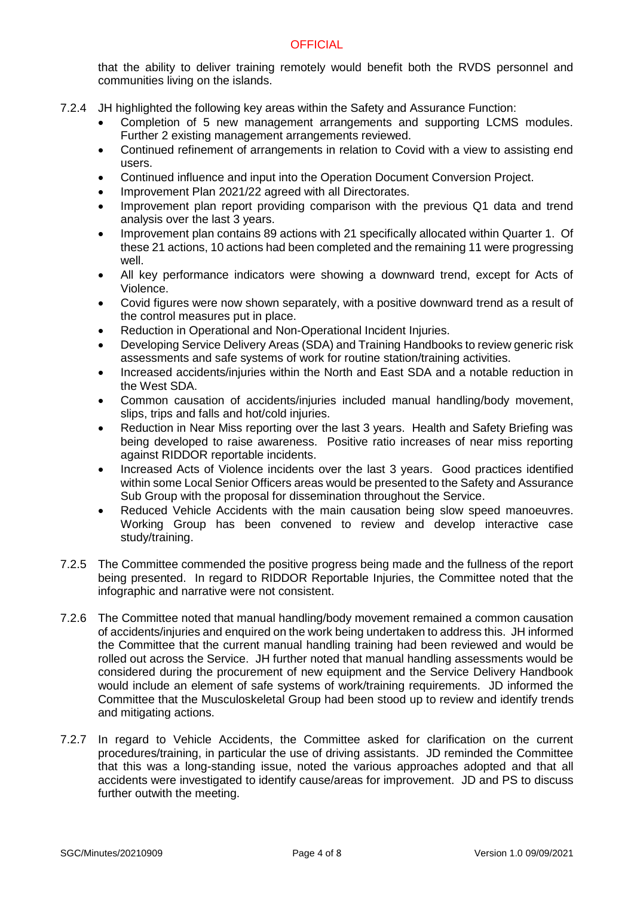that the ability to deliver training remotely would benefit both the RVDS personnel and communities living on the islands.

7.2.4 JH highlighted the following key areas within the Safety and Assurance Function:

- Completion of 5 new management arrangements and supporting LCMS modules. Further 2 existing management arrangements reviewed.
- Continued refinement of arrangements in relation to Covid with a view to assisting end users.
- Continued influence and input into the Operation Document Conversion Project.
- Improvement Plan 2021/22 agreed with all Directorates.
- Improvement plan report providing comparison with the previous Q1 data and trend analysis over the last 3 years.
- Improvement plan contains 89 actions with 21 specifically allocated within Quarter 1. Of these 21 actions, 10 actions had been completed and the remaining 11 were progressing well.
- All key performance indicators were showing a downward trend, except for Acts of Violence.
- Covid figures were now shown separately, with a positive downward trend as a result of the control measures put in place.
- Reduction in Operational and Non-Operational Incident Injuries.
- Developing Service Delivery Areas (SDA) and Training Handbooks to review generic risk assessments and safe systems of work for routine station/training activities.
- Increased accidents/injuries within the North and East SDA and a notable reduction in the West SDA.
- Common causation of accidents/injuries included manual handling/body movement, slips, trips and falls and hot/cold injuries.
- Reduction in Near Miss reporting over the last 3 years. Health and Safety Briefing was being developed to raise awareness. Positive ratio increases of near miss reporting against RIDDOR reportable incidents.
- Increased Acts of Violence incidents over the last 3 years. Good practices identified within some Local Senior Officers areas would be presented to the Safety and Assurance Sub Group with the proposal for dissemination throughout the Service.
- Reduced Vehicle Accidents with the main causation being slow speed manoeuvres. Working Group has been convened to review and develop interactive case study/training.

7.2.5 The Committee commended the positive progress being made and the fullness of the report being presented. In regard to RIDDOR Reportable Injuries, the Committee noted that the infographic and narrative were not consistent.

7.2.6 The Committee noted that manual handling/body movement remained a common causation of accidents/injuries and enquired on the work being undertaken to address this. JH informed the Committee that the current manual handling training had been reviewed and would be rolled out across the Service. JH further noted that manual handling assessments would be considered during the procurement of new equipment and the Service Delivery Handbook would include an element of safe systems of work/training requirements. JD informed the Committee that the Musculoskeletal Group had been stood up to review and identify trends and mitigating actions.

7.2.7 In regard to Vehicle Accidents, the Committee asked for clarification on the current procedures/training, in particular the use of driving assistants. JD reminded the Committee that this was a long-standing issue, noted the various approaches adopted and that all accidents were investigated to identify cause/areas for improvement. JD and PS to discuss further outwith the meeting.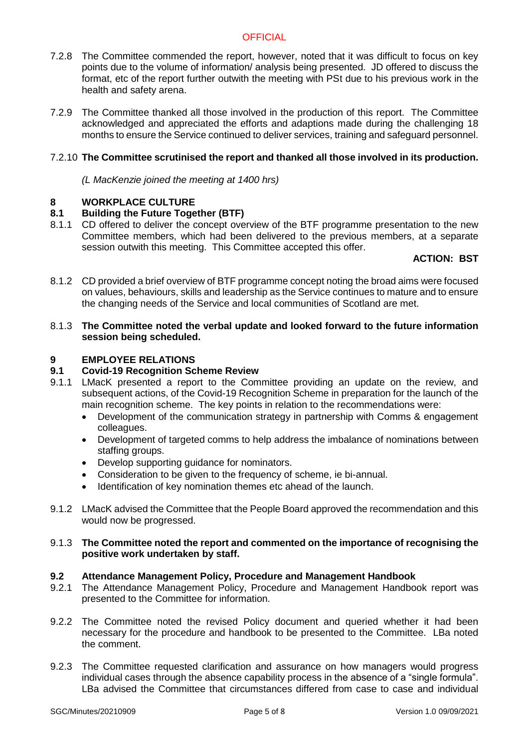7.2.8 The Committee commended the report, however, noted that it was difficult to focus on key points due to the volume of information/ analysis being presented. JD offered to discuss the format, etc of the report further outwith the meeting with PSt due to his previous work in the health and safety arena.

7.2.9 The Committee thanked all those involved in the production of this report. The Committee acknowledged and appreciated the efforts and adaptions made during the challenging 18 months to ensure the Service continued to deliver services, training and safeguard personnel.

7.2.10 **The Committee scrutinised the report and thanked all those involved in its production.**

*(L MacKenzie joined the meeting at 1400 hrs)*

## 8 WORKPLACE CULTURE

### 8.1 Building the Future Together (BTF)

8.1.1 CD offered to deliver the concept overview of the BTF programme presentation to the new Committee members, which had been delivered to the previous members, at a separate session outwith this meeting. This Committee accepted this offer.

**ACTION: BST**

8.1.2 CD provided a brief overview of BTF programme concept noting the broad aims were focused on values, behaviours, skills and leadership as the Service continues to mature and to ensure the changing needs of the Service and local communities of Scotland are met.

8.1.3 **The Committee noted the verbal update and looked forward to the future information session being scheduled.**

## 9 EMPLOYEE RELATIONS

### 9.1 Covid-19 Recognition Scheme Review

9.1.1 LMacK presented a report to the Committee providing an update on the review, and subsequent actions, of the Covid-19 Recognition Scheme in preparation for the launch of the main recognition scheme. The key points in relation to the recommendations were:

- Development of the communication strategy in partnership with Comms & engagement colleagues.
- Development of targeted comms to help address the imbalance of nominations between staffing groups.
- Develop supporting guidance for nominators.
- Consideration to be given to the frequency of scheme, ie bi-annual.
- Identification of key nomination themes etc ahead of the launch.

9.1.2 LMacK advised the Committee that the People Board approved the recommendation and this would now be progressed.

9.1.3 **The Committee noted the report and commented on the importance of recognising the positive work undertaken by staff.**

### 9.2 Attendance Management Policy, Procedure and Management Handbook

9.2.1 The Attendance Management Policy, Procedure and Management Handbook report was presented to the Committee for information.

9.2.2 The Committee noted the revised Policy document and queried whether it had been necessary for the procedure and handbook to be presented to the Committee. LBa noted the comment.

9.2.3 The Committee requested clarification and assurance on how managers would progress individual cases through the absence capability process in the absence of a "single formula". LBa advised the Committee that circumstances differed from case to case and individual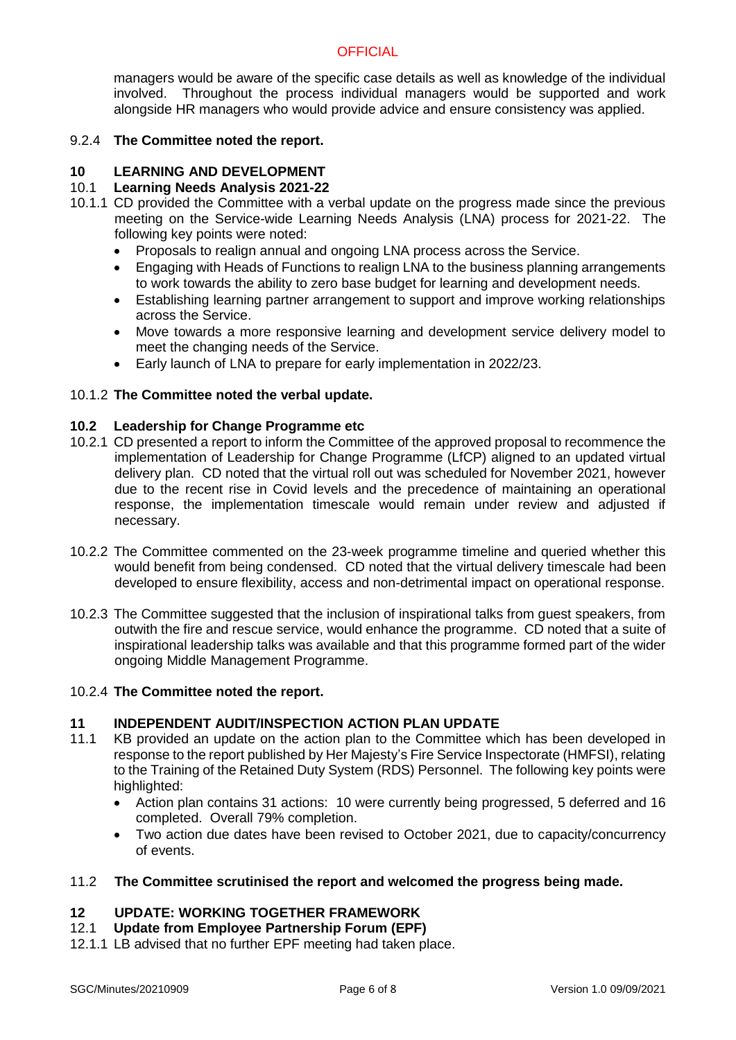managers would be aware of the specific case details as well as knowledge of the individual involved. Throughout the process individual managers would be supported and work alongside HR managers who would provide advice and ensure consistency was applied.

9.2.4 **The Committee noted the report.**

## 10 LEARNING AND DEVELOPMENT

### 10.1 Learning Needs Analysis 2021-22

10.1.1 CD provided the Committee with a verbal update on the progress made since the previous meeting on the Service-wide Learning Needs Analysis (LNA) process for 2021-22. The following key points were noted:

- Proposals to realign annual and ongoing LNA process across the Service.
- Engaging with Heads of Functions to realign LNA to the business planning arrangements to work towards the ability to zero base budget for learning and development needs.
- Establishing learning partner arrangement to support and improve working relationships across the Service.
- Move towards a more responsive learning and development service delivery model to meet the changing needs of the Service.
- Early launch of LNA to prepare for early implementation in 2022/23.

10.1.2 **The Committee noted the verbal update.**

### 10.2 Leadership for Change Programme etc

10.2.1 CD presented a report to inform the Committee of the approved proposal to recommence the implementation of Leadership for Change Programme (LfCP) aligned to an updated virtual delivery plan. CD noted that the virtual roll out was scheduled for November 2021, however due to the recent rise in Covid levels and the precedence of maintaining an operational response, the implementation timescale would remain under review and adjusted if necessary.

10.2.2 The Committee commented on the 23-week programme timeline and queried whether this would benefit from being condensed. CD noted that the virtual delivery timescale had been developed to ensure flexibility, access and non-detrimental impact on operational response.

10.2.3 The Committee suggested that the inclusion of inspirational talks from guest speakers, from outwith the fire and rescue service, would enhance the programme. CD noted that a suite of inspirational leadership talks was available and that this programme formed part of the wider ongoing Middle Management Programme.

10.2.4 **The Committee noted the report.**

## 11 INDEPENDENT AUDIT/INSPECTION ACTION PLAN UPDATE

11.1 KB provided an update on the action plan to the Committee which has been developed in response to the report published by Her Majesty's Fire Service Inspectorate (HMFSI), relating to the Training of the Retained Duty System (RDS) Personnel. The following key points were highlighted:

- Action plan contains 31 actions: 10 were currently being progressed, 5 deferred and 16 completed. Overall 79% completion.
- Two action due dates have been revised to October 2021, due to capacity/concurrency of events.

11.2 **The Committee scrutinised the report and welcomed the progress being made.**

## 12 UPDATE: WORKING TOGETHER FRAMEWORK

### 12.1 Update from Employee Partnership Forum (EPF)

12.1.1 LB advised that no further EPF meeting had taken place.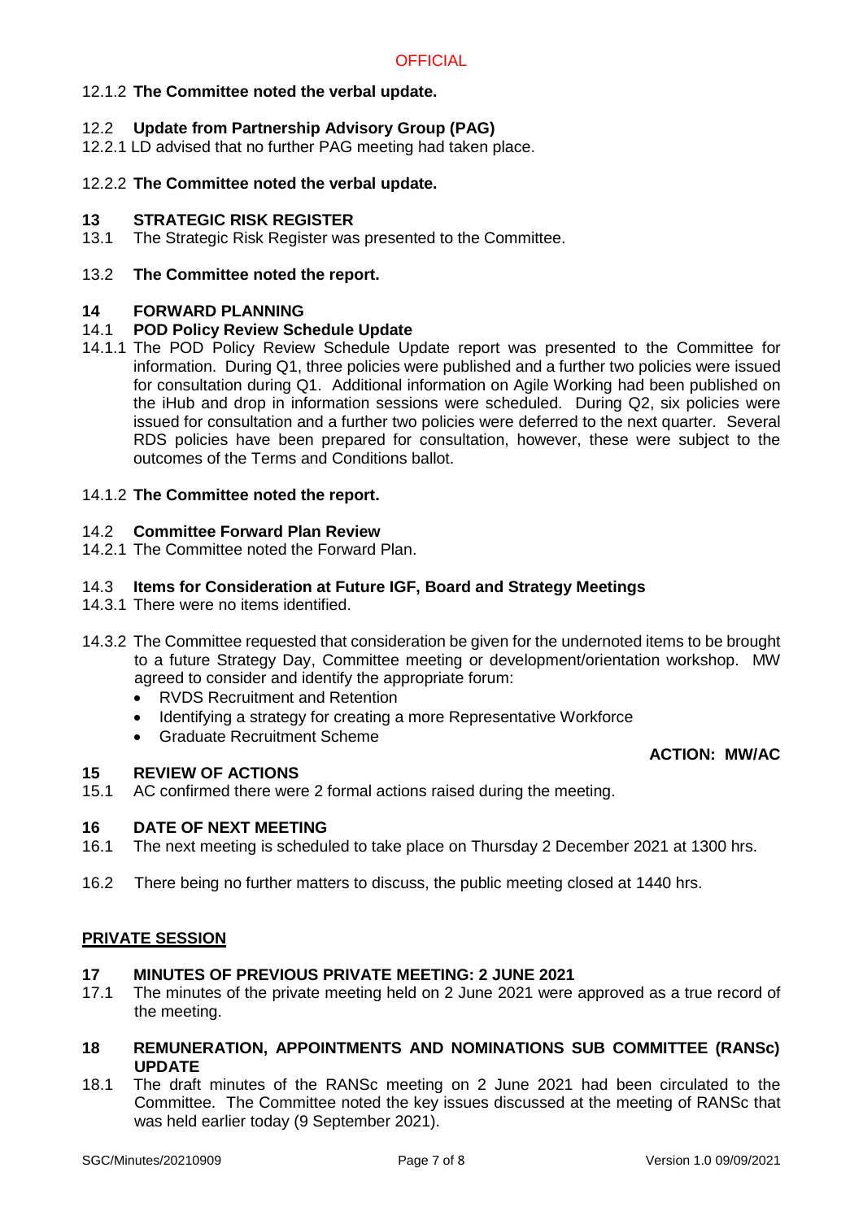12.1.2 **The Committee noted the verbal update.**

12.2 **Update from Partnership Advisory Group (PAG)**

12.2.1 LD advised that no further PAG meeting had taken place.

12.2.2 **The Committee noted the verbal update.**

## 13 STRATEGIC RISK REGISTER

13.1 The Strategic Risk Register was presented to the Committee.

13.2 **The Committee noted the report.**

## 14 FORWARD PLANNING

14.1 **POD Policy Review Schedule Update**

14.1.1 The POD Policy Review Schedule Update report was presented to the Committee for information. During Q1, three policies were published and a further two policies were issued for consultation during Q1. Additional information on Agile Working had been published on the iHub and drop in information sessions were scheduled. During Q2, six policies were issued for consultation and a further two policies were deferred to the next quarter. Several RDS policies have been prepared for consultation, however, these were subject to the outcomes of the Terms and Conditions ballot.

14.1.2 **The Committee noted the report.**

14.2 **Committee Forward Plan Review**

14.2.1 The Committee noted the Forward Plan.

14.3 **Items for Consideration at Future IGF, Board and Strategy Meetings**

14.3.1 There were no items identified.

14.3.2 The Committee requested that consideration be given for the undernoted items to be brought to a future Strategy Day, Committee meeting or development/orientation workshop. MW agreed to consider and identify the appropriate forum:

- RVDS Recruitment and Retention
- Identifying a strategy for creating a more Representative Workforce
- Graduate Recruitment Scheme

**ACTION: MW/AC**

## 15 REVIEW OF ACTIONS

15.1 AC confirmed there were 2 formal actions raised during the meeting.

## 16 DATE OF NEXT MEETING

16.1 The next meeting is scheduled to take place on Thursday 2 December 2021 at 1300 hrs.

16.2 There being no further matters to discuss, the public meeting closed at 1440 hrs.

**PRIVATE SESSION**

## 17 MINUTES OF PREVIOUS PRIVATE MEETING: 2 JUNE 2021

17.1 The minutes of the private meeting held on 2 June 2021 were approved as a true record of the meeting.

## 18 REMUNERATION, APPOINTMENTS AND NOMINATIONS SUB COMMITTEE (RANSc) UPDATE

18.1 The draft minutes of the RANSc meeting on 2 June 2021 had been circulated to the Committee. The Committee noted the key issues discussed at the meeting of RANSc that was held earlier today (9 September 2021).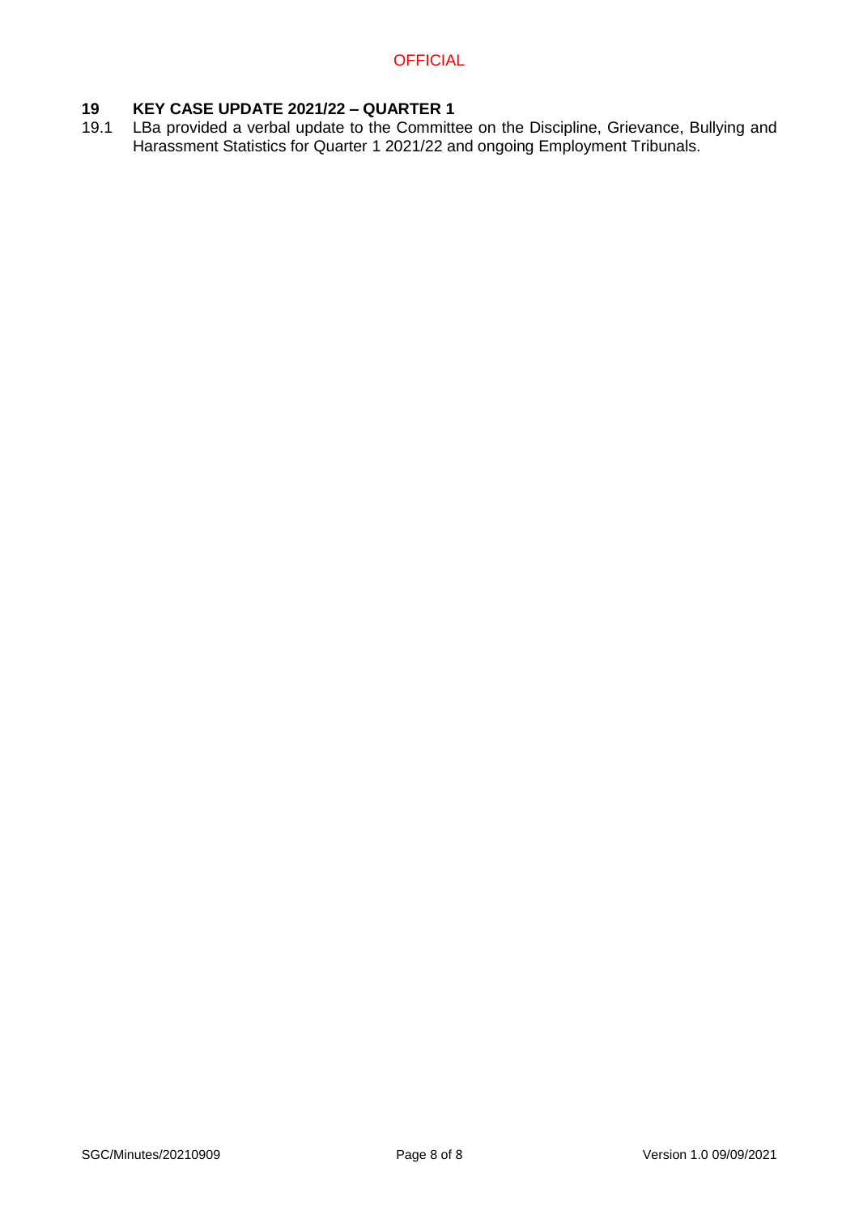## 19 KEY CASE UPDATE 2021/22 – QUARTER 1

19.1 LBa provided a verbal update to the Committee on the Discipline, Grievance, Bullying and Harassment Statistics for Quarter 1 2021/22 and ongoing Employment Tribunals.